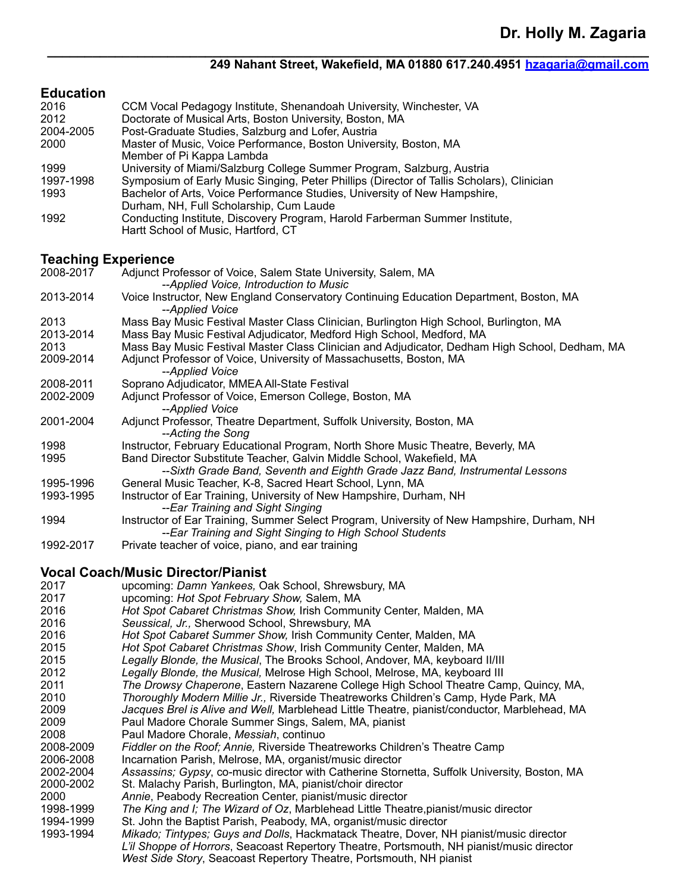# Dr. Holly M. Zagaria

**249 Nahant Street, Wakefield, MA 01880 617.240.4951 [hzagaria@gmail.com](mailto:hzagaria@gmail.com)**

## Education

| | |
|---|---|
| 2016 | CCM Vocal Pedagogy Institute, Shenandoah University, Winchester, VA |
| 2012 | Doctorate of Musical Arts, Boston University, Boston, MA |
| 2004-2005 | Post-Graduate Studies, Salzburg and Lofer, Austria |
| 2000 | Master of Music, Voice Performance, Boston University, Boston, MA<br>Member of Pi Kappa Lambda |
| 1999 | University of Miami/Salzburg College Summer Program, Salzburg, Austria |
| 1997-1998 | Symposium of Early Music Singing, Peter Phillips (Director of Tallis Scholars), Clinician |
| 1993 | Bachelor of Arts, Voice Performance Studies, University of New Hampshire, Durham, NH, Full Scholarship, Cum Laude |
| 1992 | Conducting Institute, Discovery Program, Harold Farberman Summer Institute, Hartt School of Music, Hartford, CT |

## Teaching Experience

| | |
|---|---|
| 2008-2017 | Adjunct Professor of Voice, Salem State University, Salem, MA<br>*--Applied Voice, Introduction to Music* |
| 2013-2014 | Voice Instructor, New England Conservatory Continuing Education Department, Boston, MA<br>*--Applied Voice* |
| 2013 | Mass Bay Music Festival Master Class Clinician, Burlington High School, Burlington, MA |
| 2013-2014 | Mass Bay Music Festival Adjudicator, Medford High School, Medford, MA |
| 2013 | Mass Bay Music Festival Master Class Clinician and Adjudicator, Dedham High School, Dedham, MA |
| 2009-2014 | Adjunct Professor of Voice, University of Massachusetts, Boston, MA<br>*--Applied Voice* |
| 2008-2011 | Soprano Adjudicator, MMEA All-State Festival |
| 2002-2009 | Adjunct Professor of Voice, Emerson College, Boston, MA<br>*--Applied Voice* |
| 2001-2004 | Adjunct Professor, Theatre Department, Suffolk University, Boston, MA<br>*--Acting the Song* |
| 1998 | Instructor, February Educational Program, North Shore Music Theatre, Beverly, MA |
| 1995 | Band Director Substitute Teacher, Galvin Middle School, Wakefield, MA<br>*--Sixth Grade Band, Seventh and Eighth Grade Jazz Band, Instrumental Lessons* |
| 1995-1996 | General Music Teacher, K-8, Sacred Heart School, Lynn, MA |
| 1993-1995 | Instructor of Ear Training, University of New Hampshire, Durham, NH<br>*--Ear Training and Sight Singing* |
| 1994 | Instructor of Ear Training, Summer Select Program, University of New Hampshire, Durham, NH<br>*--Ear Training and Sight Singing to High School Students* |
| 1992-2017 | Private teacher of voice, piano, and ear training |

## Vocal Coach/Music Director/Pianist

| | |
|---|---|
| 2017 | upcoming: *Damn Yankees,* Oak School, Shrewsbury, MA |
| 2017 | upcoming: *Hot Spot February Show,* Salem, MA |
| 2016 | *Hot Spot Cabaret Christmas Show,* Irish Community Center, Malden, MA |
| 2016 | *Seussical, Jr.,* Sherwood School, Shrewsbury, MA |
| 2016 | *Hot Spot Cabaret Summer Show,* Irish Community Center, Malden, MA |
| 2015 | *Hot Spot Cabaret Christmas Show*, Irish Community Center, Malden, MA |
| 2015 | *Legally Blonde, the Musical*, The Brooks School, Andover, MA, keyboard II/III |
| 2012 | *Legally Blonde, the Musical,* Melrose High School, Melrose, MA, keyboard III |
| 2011 | *The Drowsy Chaperone*, Eastern Nazarene College High School Theatre Camp, Quincy, MA, |
| 2010 | *Thoroughly Modern Millie Jr.,* Riverside Theatreworks Children's Camp, Hyde Park, MA |
| 2009 | *Jacques Brel is Alive and Well,* Marblehead Little Theatre, pianist/conductor, Marblehead, MA |
| 2009 | Paul Madore Chorale Summer Sings, Salem, MA, pianist |
| 2008 | Paul Madore Chorale, *Messiah*, continuo |
| 2008-2009 | *Fiddler on the Roof; Annie,* Riverside Theatreworks Children's Theatre Camp |
| 2006-2008 | Incarnation Parish, Melrose, MA, organist/music director |
| 2002-2004 | *Assassins; Gypsy*, co-music director with Catherine Stornetta, Suffolk University, Boston, MA |
| 2000-2002 | St. Malachy Parish, Burlington, MA, pianist/choir director |
| 2000 | *Annie*, Peabody Recreation Center, pianist/music director |
| 1998-1999 | *The King and I; The Wizard of Oz*, Marblehead Little Theatre,pianist/music director |
| 1994-1999 | St. John the Baptist Parish, Peabody, MA, organist/music director |
| 1993-1994 | *Mikado; Tintypes; Guys and Dolls*, Hackmatack Theatre, Dover, NH pianist/music director<br>*L'il Shoppe of Horrors*, Seacoast Repertory Theatre, Portsmouth, NH pianist/music director<br>*West Side Story*, Seacoast Repertory Theatre, Portsmouth, NH pianist |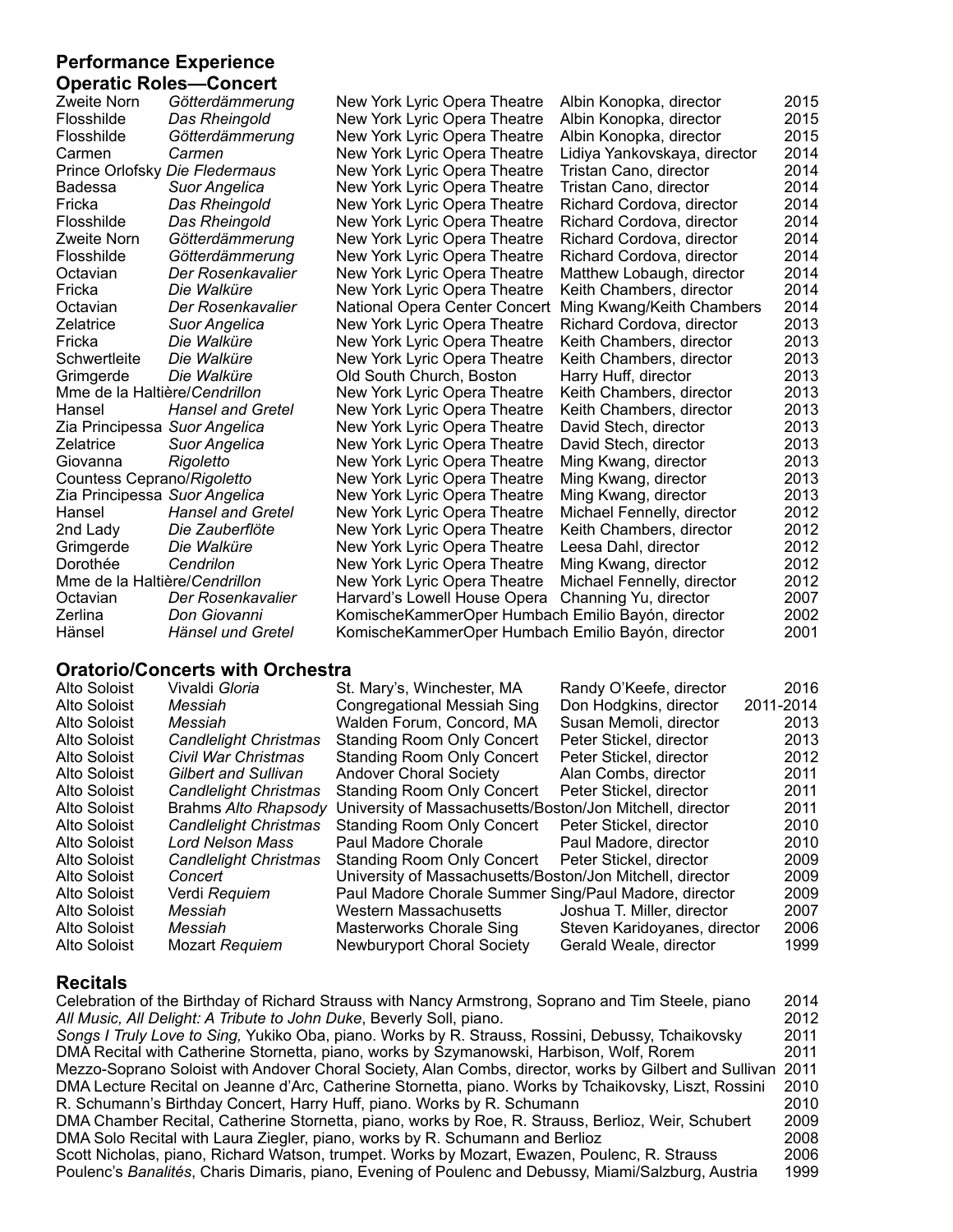## Performance Experience

### Operatic Roles—Concert

| | | | | |
|---|---|---|---|---|
| Zweite Norn | *Götterdämmerung* | New York Lyric Opera Theatre | Albin Konopka, director | 2015 |
| Flosshilde | *Das Rheingold* | New York Lyric Opera Theatre | Albin Konopka, director | 2015 |
| Flosshilde | *Götterdämmerung* | New York Lyric Opera Theatre | Albin Konopka, director | 2015 |
| Carmen | *Carmen* | New York Lyric Opera Theatre | Lidiya Yankovskaya, director | 2014 |
| Prince Orlofsky | *Die Fledermaus* | New York Lyric Opera Theatre | Tristan Cano, director | 2014 |
| Badessa | *Suor Angelica* | New York Lyric Opera Theatre | Tristan Cano, director | 2014 |
| Fricka | *Das Rheingold* | New York Lyric Opera Theatre | Richard Cordova, director | 2014 |
| Flosshilde | *Das Rheingold* | New York Lyric Opera Theatre | Richard Cordova, director | 2014 |
| Zweite Norn | *Götterdämmerung* | New York Lyric Opera Theatre | Richard Cordova, director | 2014 |
| Flosshilde | *Götterdämmerung* | New York Lyric Opera Theatre | Richard Cordova, director | 2014 |
| Octavian | *Der Rosenkavalier* | New York Lyric Opera Theatre | Matthew Lobaugh, director | 2014 |
| Fricka | *Die Walküre* | New York Lyric Opera Theatre | Keith Chambers, director | 2014 |
| Octavian | *Der Rosenkavalier* | National Opera Center Concert | Ming Kwang/Keith Chambers | 2014 |
| Zelatrice | *Suor Angelica* | New York Lyric Opera Theatre | Richard Cordova, director | 2013 |
| Fricka | *Die Walküre* | New York Lyric Opera Theatre | Keith Chambers, director | 2013 |
| Schwertleite | *Die Walküre* | New York Lyric Opera Theatre | Keith Chambers, director | 2013 |
| Grimgerde | *Die Walküre* | Old South Church, Boston | Harry Huff, director | 2013 |
| Mme de la Haltière | *Cendrillon* | New York Lyric Opera Theatre | Keith Chambers, director | 2013 |
| Hansel | *Hansel and Gretel* | New York Lyric Opera Theatre | Keith Chambers, director | 2013 |
| Zia Principessa | *Suor Angelica* | New York Lyric Opera Theatre | David Stech, director | 2013 |
| Zelatrice | *Suor Angelica* | New York Lyric Opera Theatre | David Stech, director | 2013 |
| Giovanna | *Rigoletto* | New York Lyric Opera Theatre | Ming Kwang, director | 2013 |
| Countess Ceprano | *Rigoletto* | New York Lyric Opera Theatre | Ming Kwang, director | 2013 |
| Zia Principessa | *Suor Angelica* | New York Lyric Opera Theatre | Ming Kwang, director | 2013 |
| Hansel | *Hansel and Gretel* | New York Lyric Opera Theatre | Michael Fennelly, director | 2012 |
| 2nd Lady | *Die Zauberflöte* | New York Lyric Opera Theatre | Keith Chambers, director | 2012 |
| Grimgerde | *Die Walküre* | New York Lyric Opera Theatre | Leesa Dahl, director | 2012 |
| Dorothée | *Cendrilon* | New York Lyric Opera Theatre | Ming Kwang, director | 2012 |
| Mme de la Haltière | *Cendrillon* | New York Lyric Opera Theatre | Michael Fennelly, director | 2012 |
| Octavian | *Der Rosenkavalier* | Harvard's Lowell House Opera | Channing Yu, director | 2007 |
| Zerlina | *Don Giovanni* | KomischeKammerOper Humbach | Emilio Bayón, director | 2002 |
| Hänsel | *Hänsel und Gretel* | KomischeKammerOper Humbach | Emilio Bayón, director | 2001 |

### Oratorio/Concerts with Orchestra

| | | | | |
|---|---|---|---|---|
| Alto Soloist | Vivaldi *Gloria* | St. Mary's, Winchester, MA | Randy O'Keefe, director | 2016 |
| Alto Soloist | *Messiah* | Congregational Messiah Sing | Don Hodgkins, director | 2011-2014 |
| Alto Soloist | *Messiah* | Walden Forum, Concord, MA | Susan Memoli, director | 2013 |
| Alto Soloist | *Candlelight Christmas* | Standing Room Only Concert | Peter Stickel, director | 2013 |
| Alto Soloist | *Civil War Christmas* | Standing Room Only Concert | Peter Stickel, director | 2012 |
| Alto Soloist | *Gilbert and Sullivan* | Andover Choral Society | Alan Combs, director | 2011 |
| Alto Soloist | *Candlelight Christmas* | Standing Room Only Concert | Peter Stickel, director | 2011 |
| Alto Soloist | Brahms *Alto Rhapsody* | University of Massachusetts/Boston | Jon Mitchell, director | 2011 |
| Alto Soloist | *Candlelight Christmas* | Standing Room Only Concert | Peter Stickel, director | 2010 |
| Alto Soloist | *Lord Nelson Mass* | Paul Madore Chorale | Paul Madore, director | 2010 |
| Alto Soloist | *Candlelight Christmas* | Standing Room Only Concert | Peter Stickel, director | 2009 |
| Alto Soloist | *Concert* | University of Massachusetts/Boston | Jon Mitchell, director | 2009 |
| Alto Soloist | Verdi *Requiem* | Paul Madore Chorale Summer Sing | Paul Madore, director | 2009 |
| Alto Soloist | *Messiah* | Western Massachusetts | Joshua T. Miller, director | 2007 |
| Alto Soloist | *Messiah* | Masterworks Chorale Sing | Steven Karidoyanes, director | 2006 |
| Alto Soloist | Mozart *Requiem* | Newburyport Choral Society | Gerald Weale, director | 1999 |

### Recitals

| | |
|---|---|
| Celebration of the Birthday of Richard Strauss with Nancy Armstrong, Soprano and Tim Steele, piano | 2014 |
| *All Music, All Delight: A Tribute to John Duke*, Beverly Soll, piano. | 2012 |
| *Songs I Truly Love to Sing,* Yukiko Oba, piano. Works by R. Strauss, Rossini, Debussy, Tchaikovsky | 2011 |
| DMA Recital with Catherine Stornetta, piano, works by Szymanowski, Harbison, Wolf, Rorem | 2011 |
| Mezzo-Soprano Soloist with Andover Choral Society, Alan Combs, director, works by Gilbert and Sullivan | 2011 |
| DMA Lecture Recital on Jeanne d'Arc, Catherine Stornetta, piano. Works by Tchaikovsky, Liszt, Rossini | 2010 |
| R. Schumann's Birthday Concert, Harry Huff, piano. Works by R. Schumann | 2010 |
| DMA Chamber Recital, Catherine Stornetta, piano, works by Roe, R. Strauss, Berlioz, Weir, Schubert | 2009 |
| DMA Solo Recital with Laura Ziegler, piano, works by R. Schumann and Berlioz | 2008 |
| Scott Nicholas, piano, Richard Watson, trumpet. Works by Mozart, Ewazen, Poulenc, R. Strauss | 2006 |
| Poulenc's *Banalités*, Charis Dimaris, piano, Evening of Poulenc and Debussy, Miami/Salzburg, Austria | 1999 |